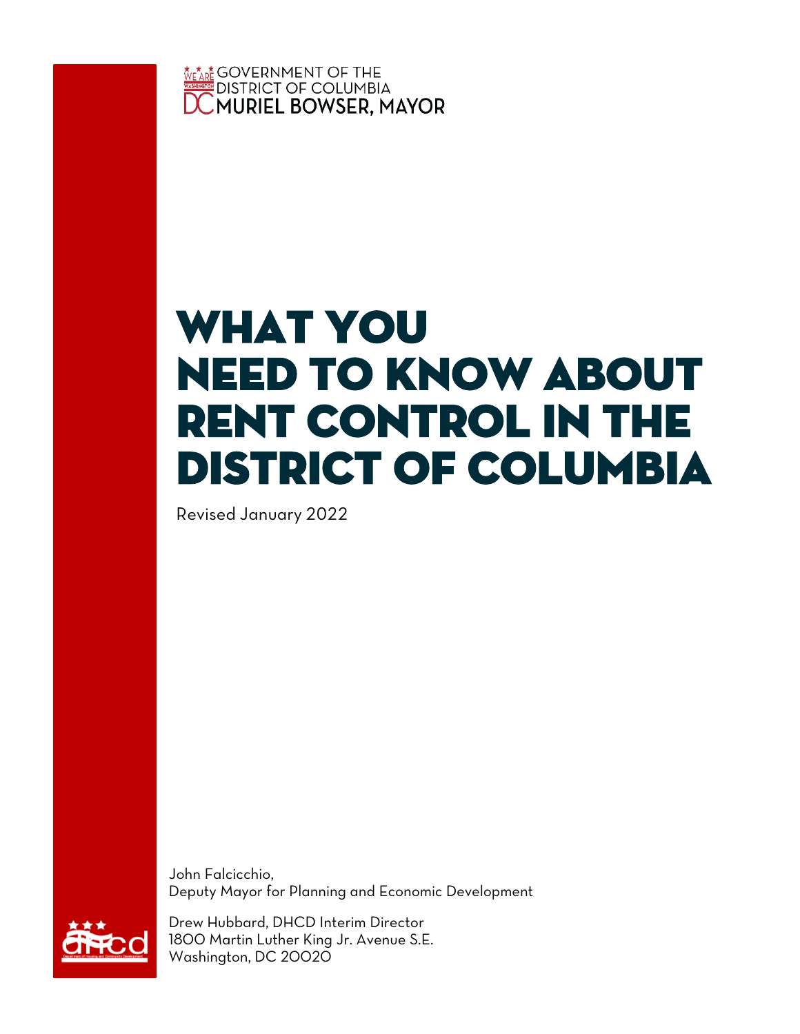GOVERNMENT OF THE DISTRICT OF COLUMBIA
MURIEL BOWSER, MAYOR

# WHAT YOU NEED TO KNOW ABOUT RENT CONTROL IN THE DISTRICT OF COLUMBIA

Revised January 2022

John Falcicchio,
Deputy Mayor for Planning and Economic Development

Drew Hubbard, DHCD Interim Director
1800 Martin Luther King Jr. Avenue S.E.
Washington, DC 20020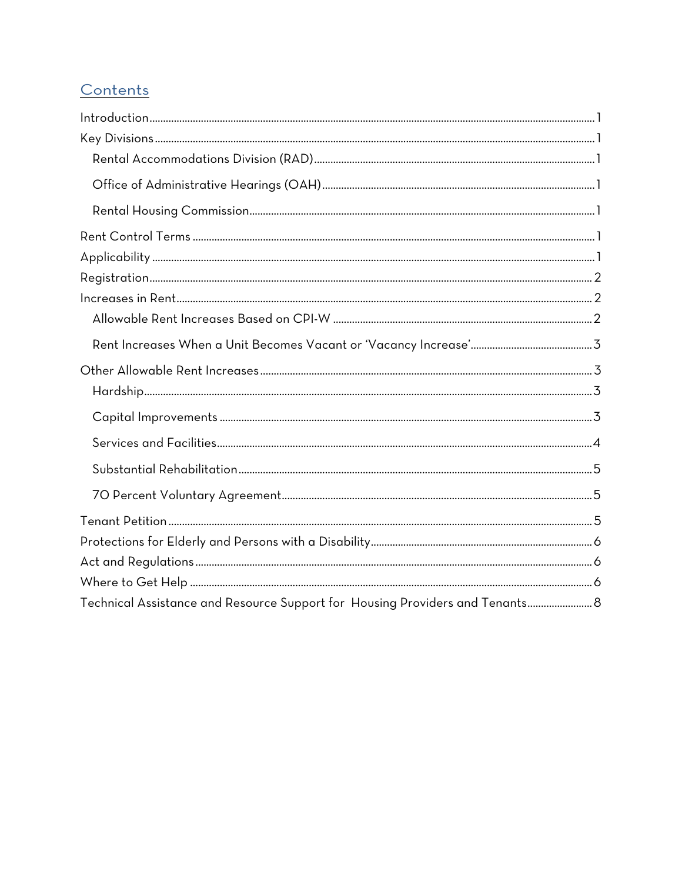## Contents

- Introduction ..... 1
- Key Divisions ..... 1
  - Rental Accommodations Division (RAD) ..... 1
  - Office of Administrative Hearings (OAH) ..... 1
  - Rental Housing Commission ..... 1
- Rent Control Terms ..... 1
- Applicability ..... 1
- Registration ..... 2
- Increases in Rent ..... 2
  - Allowable Rent Increases Based on CPI-W ..... 2
  - Rent Increases When a Unit Becomes Vacant or 'Vacancy Increase' ..... 3
- Other Allowable Rent Increases ..... 3
  - Hardship ..... 3
  - Capital Improvements ..... 3
  - Services and Facilities ..... 4
  - Substantial Rehabilitation ..... 5
  - 70 Percent Voluntary Agreement ..... 5
- Tenant Petition ..... 5
- Protections for Elderly and Persons with a Disability ..... 6
- Act and Regulations ..... 6
- Where to Get Help ..... 6
- Technical Assistance and Resource Support for Housing Providers and Tenants ..... 8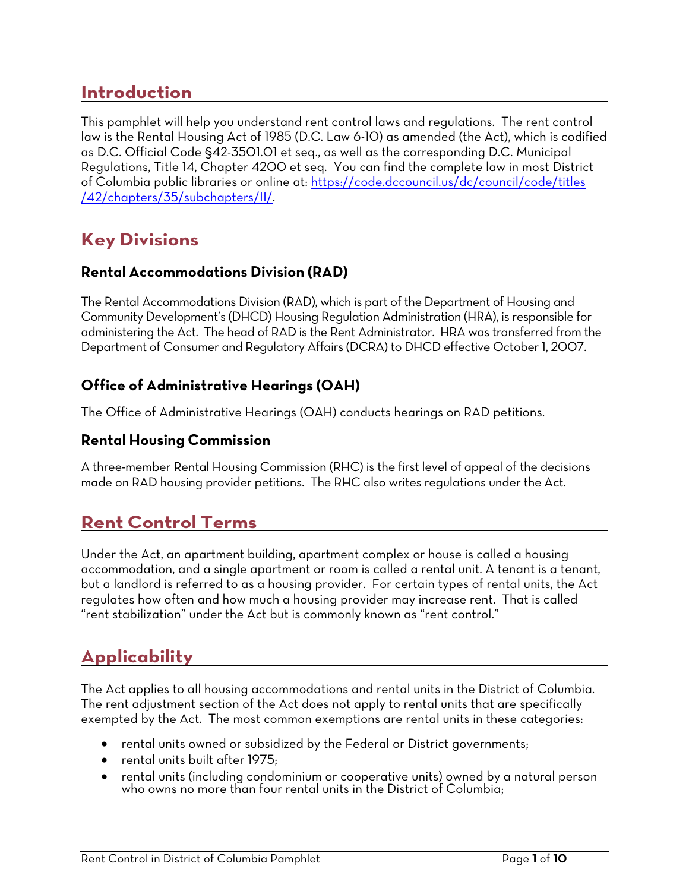## Introduction

This pamphlet will help you understand rent control laws and regulations. The rent control law is the Rental Housing Act of 1985 (D.C. Law 6-10) as amended (the Act), which is codified as D.C. Official Code §42-3501.01 et seq., as well as the corresponding D.C. Municipal Regulations, Title 14, Chapter 4200 et seq. You can find the complete law in most District of Columbia public libraries or online at: [https://code.dccouncil.us/dc/council/code/titles/42/chapters/35/subchapters/II/](https://code.dccouncil.us/dc/council/code/titles/42/chapters/35/subchapters/II/).

## Key Divisions

### Rental Accommodations Division (RAD)

The Rental Accommodations Division (RAD), which is part of the Department of Housing and Community Development's (DHCD) Housing Regulation Administration (HRA), is responsible for administering the Act. The head of RAD is the Rent Administrator. HRA was transferred from the Department of Consumer and Regulatory Affairs (DCRA) to DHCD effective October 1, 2007.

### Office of Administrative Hearings (OAH)

The Office of Administrative Hearings (OAH) conducts hearings on RAD petitions.

### Rental Housing Commission

A three-member Rental Housing Commission (RHC) is the first level of appeal of the decisions made on RAD housing provider petitions. The RHC also writes regulations under the Act.

## Rent Control Terms

Under the Act, an apartment building, apartment complex or house is called a housing accommodation, and a single apartment or room is called a rental unit. A tenant is a tenant, but a landlord is referred to as a housing provider. For certain types of rental units, the Act regulates how often and how much a housing provider may increase rent. That is called "rent stabilization" under the Act but is commonly known as "rent control."

## Applicability

The Act applies to all housing accommodations and rental units in the District of Columbia. The rent adjustment section of the Act does not apply to rental units that are specifically exempted by the Act. The most common exemptions are rental units in these categories:

- rental units owned or subsidized by the Federal or District governments;
- rental units built after 1975;
- rental units (including condominium or cooperative units) owned by a natural person who owns no more than four rental units in the District of Columbia;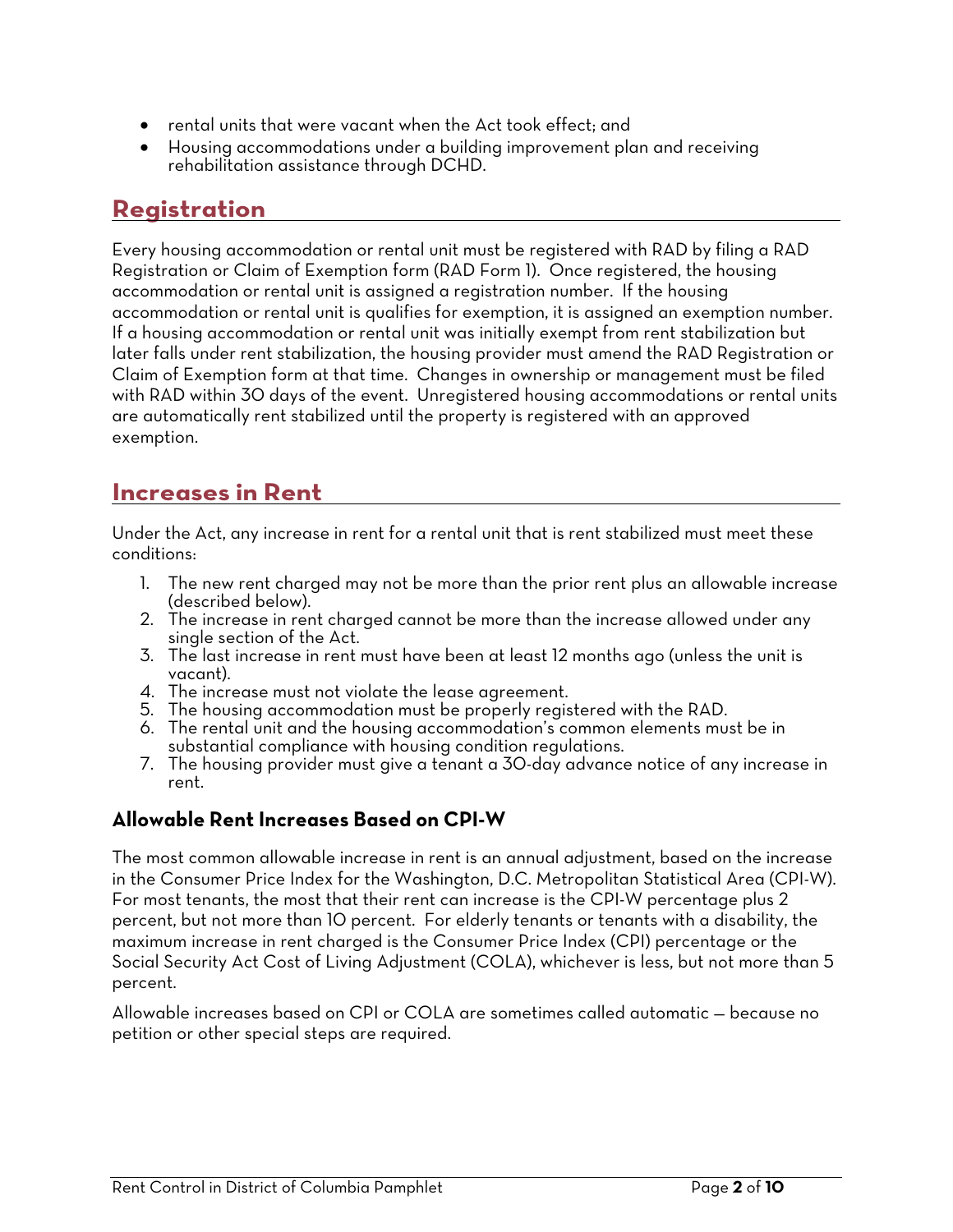- rental units that were vacant when the Act took effect; and
- Housing accommodations under a building improvement plan and receiving rehabilitation assistance through DCHD.

## Registration

Every housing accommodation or rental unit must be registered with RAD by filing a RAD Registration or Claim of Exemption form (RAD Form 1). Once registered, the housing accommodation or rental unit is assigned a registration number. If the housing accommodation or rental unit is qualifies for exemption, it is assigned an exemption number. If a housing accommodation or rental unit was initially exempt from rent stabilization but later falls under rent stabilization, the housing provider must amend the RAD Registration or Claim of Exemption form at that time. Changes in ownership or management must be filed with RAD within 30 days of the event. Unregistered housing accommodations or rental units are automatically rent stabilized until the property is registered with an approved exemption.

## Increases in Rent

Under the Act, any increase in rent for a rental unit that is rent stabilized must meet these conditions:

1. The new rent charged may not be more than the prior rent plus an allowable increase (described below).
2. The increase in rent charged cannot be more than the increase allowed under any single section of the Act.
3. The last increase in rent must have been at least 12 months ago (unless the unit is vacant).
4. The increase must not violate the lease agreement.
5. The housing accommodation must be properly registered with the RAD.
6. The rental unit and the housing accommodation's common elements must be in substantial compliance with housing condition regulations.
7. The housing provider must give a tenant a 30-day advance notice of any increase in rent.

### Allowable Rent Increases Based on CPI-W

The most common allowable increase in rent is an annual adjustment, based on the increase in the Consumer Price Index for the Washington, D.C. Metropolitan Statistical Area (CPI-W). For most tenants, the most that their rent can increase is the CPI-W percentage plus 2 percent, but not more than 10 percent. For elderly tenants or tenants with a disability, the maximum increase in rent charged is the Consumer Price Index (CPI) percentage or the Social Security Act Cost of Living Adjustment (COLA), whichever is less, but not more than 5 percent.

Allowable increases based on CPI or COLA are sometimes called automatic — because no petition or other special steps are required.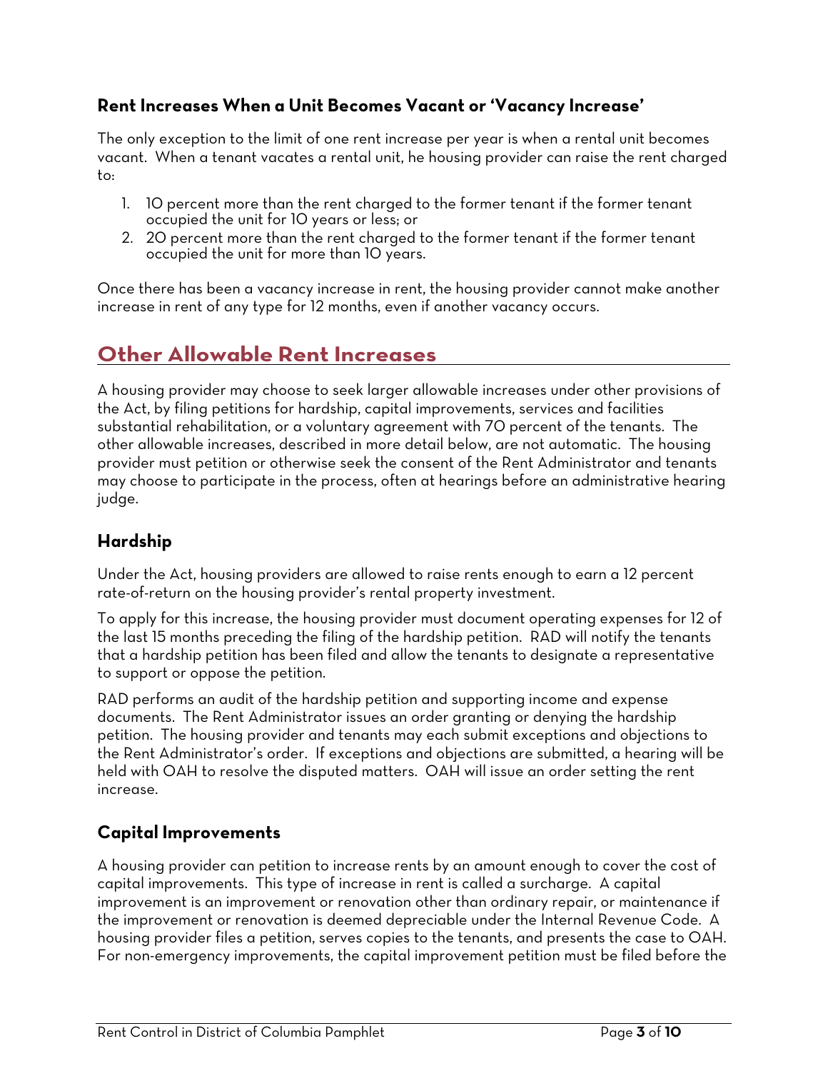### Rent Increases When a Unit Becomes Vacant or 'Vacancy Increase'

The only exception to the limit of one rent increase per year is when a rental unit becomes vacant. When a tenant vacates a rental unit, he housing provider can raise the rent charged to:

1. 10 percent more than the rent charged to the former tenant if the former tenant occupied the unit for 10 years or less; or
2. 20 percent more than the rent charged to the former tenant if the former tenant occupied the unit for more than 10 years.

Once there has been a vacancy increase in rent, the housing provider cannot make another increase in rent of any type for 12 months, even if another vacancy occurs.

## Other Allowable Rent Increases

A housing provider may choose to seek larger allowable increases under other provisions of the Act, by filing petitions for hardship, capital improvements, services and facilities substantial rehabilitation, or a voluntary agreement with 70 percent of the tenants. The other allowable increases, described in more detail below, are not automatic. The housing provider must petition or otherwise seek the consent of the Rent Administrator and tenants may choose to participate in the process, often at hearings before an administrative hearing judge.

### Hardship

Under the Act, housing providers are allowed to raise rents enough to earn a 12 percent rate-of-return on the housing provider's rental property investment.

To apply for this increase, the housing provider must document operating expenses for 12 of the last 15 months preceding the filing of the hardship petition. RAD will notify the tenants that a hardship petition has been filed and allow the tenants to designate a representative to support or oppose the petition.

RAD performs an audit of the hardship petition and supporting income and expense documents. The Rent Administrator issues an order granting or denying the hardship petition. The housing provider and tenants may each submit exceptions and objections to the Rent Administrator's order. If exceptions and objections are submitted, a hearing will be held with OAH to resolve the disputed matters. OAH will issue an order setting the rent increase.

### Capital Improvements

A housing provider can petition to increase rents by an amount enough to cover the cost of capital improvements. This type of increase in rent is called a surcharge. A capital improvement is an improvement or renovation other than ordinary repair, or maintenance if the improvement or renovation is deemed depreciable under the Internal Revenue Code. A housing provider files a petition, serves copies to the tenants, and presents the case to OAH. For non-emergency improvements, the capital improvement petition must be filed before the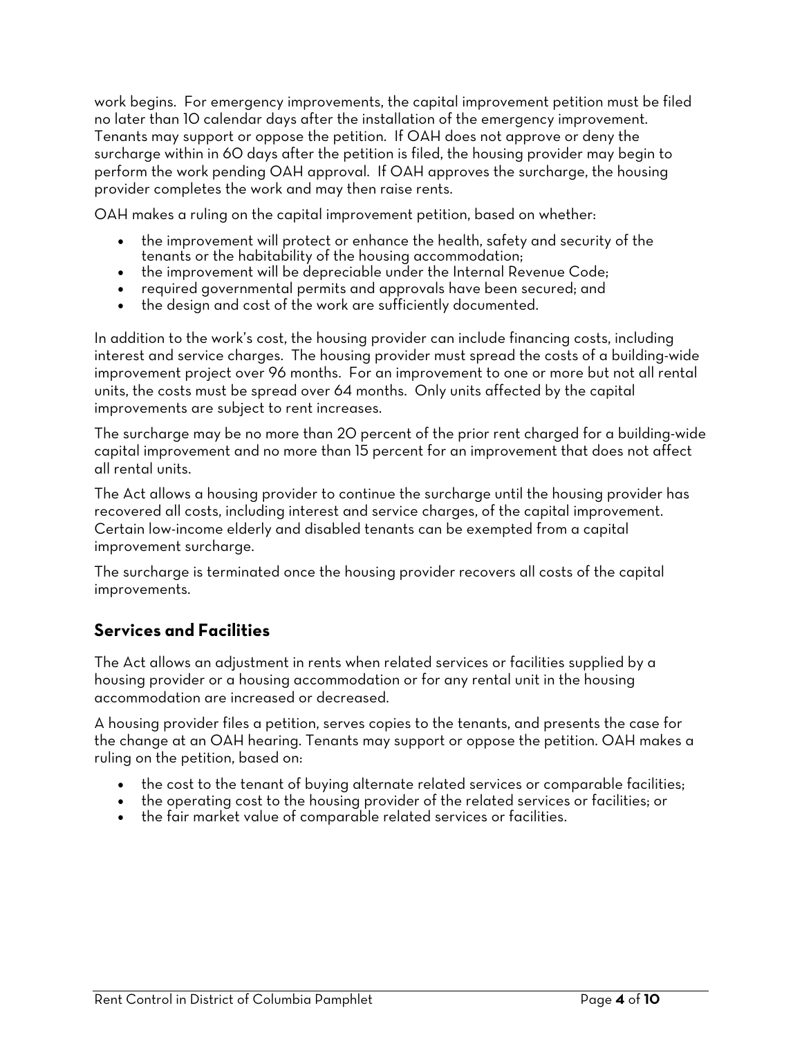work begins. For emergency improvements, the capital improvement petition must be filed no later than 10 calendar days after the installation of the emergency improvement. Tenants may support or oppose the petition. If OAH does not approve or deny the surcharge within in 60 days after the petition is filed, the housing provider may begin to perform the work pending OAH approval. If OAH approves the surcharge, the housing provider completes the work and may then raise rents.

OAH makes a ruling on the capital improvement petition, based on whether:

- the improvement will protect or enhance the health, safety and security of the tenants or the habitability of the housing accommodation;
- the improvement will be depreciable under the Internal Revenue Code;
- required governmental permits and approvals have been secured; and
- the design and cost of the work are sufficiently documented.

In addition to the work's cost, the housing provider can include financing costs, including interest and service charges. The housing provider must spread the costs of a building-wide improvement project over 96 months. For an improvement to one or more but not all rental units, the costs must be spread over 64 months. Only units affected by the capital improvements are subject to rent increases.

The surcharge may be no more than 20 percent of the prior rent charged for a building-wide capital improvement and no more than 15 percent for an improvement that does not affect all rental units.

The Act allows a housing provider to continue the surcharge until the housing provider has recovered all costs, including interest and service charges, of the capital improvement. Certain low-income elderly and disabled tenants can be exempted from a capital improvement surcharge.

The surcharge is terminated once the housing provider recovers all costs of the capital improvements.

## Services and Facilities

The Act allows an adjustment in rents when related services or facilities supplied by a housing provider or a housing accommodation or for any rental unit in the housing accommodation are increased or decreased.

A housing provider files a petition, serves copies to the tenants, and presents the case for the change at an OAH hearing. Tenants may support or oppose the petition. OAH makes a ruling on the petition, based on:

- the cost to the tenant of buying alternate related services or comparable facilities;
- the operating cost to the housing provider of the related services or facilities; or
- the fair market value of comparable related services or facilities.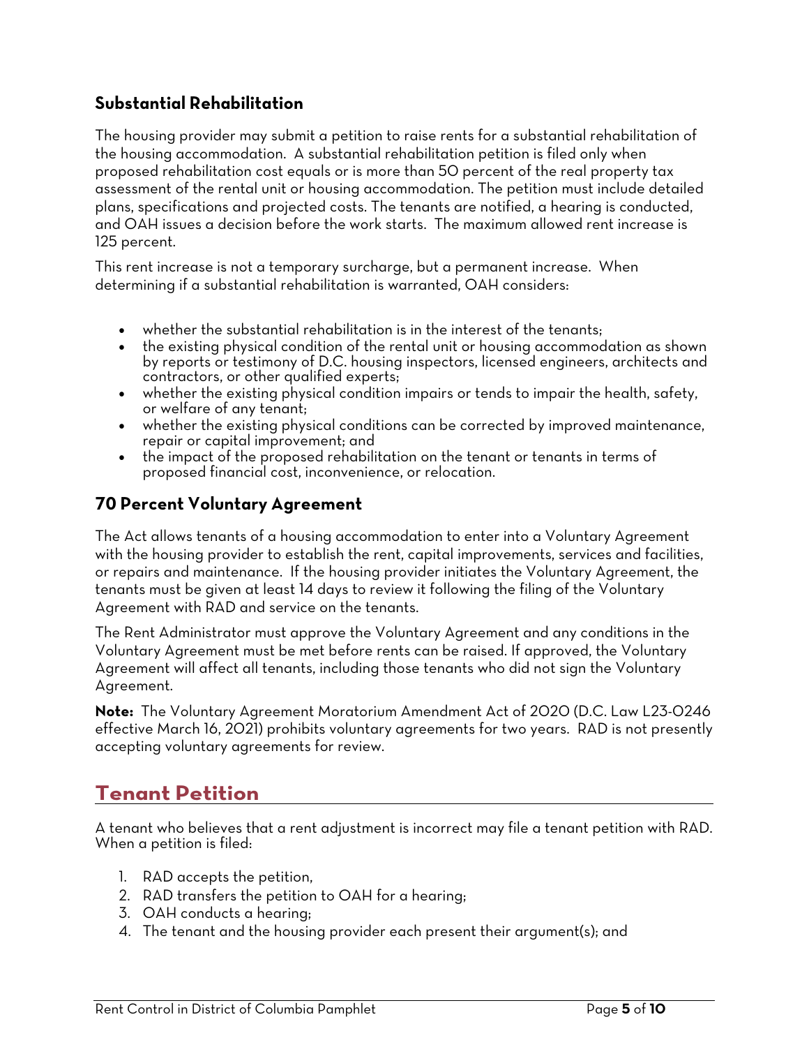### Substantial Rehabilitation

The housing provider may submit a petition to raise rents for a substantial rehabilitation of the housing accommodation. A substantial rehabilitation petition is filed only when proposed rehabilitation cost equals or is more than 50 percent of the real property tax assessment of the rental unit or housing accommodation. The petition must include detailed plans, specifications and projected costs. The tenants are notified, a hearing is conducted, and OAH issues a decision before the work starts. The maximum allowed rent increase is 125 percent.

This rent increase is not a temporary surcharge, but a permanent increase. When determining if a substantial rehabilitation is warranted, OAH considers:

- whether the substantial rehabilitation is in the interest of the tenants;
- the existing physical condition of the rental unit or housing accommodation as shown by reports or testimony of D.C. housing inspectors, licensed engineers, architects and contractors, or other qualified experts;
- whether the existing physical condition impairs or tends to impair the health, safety, or welfare of any tenant;
- whether the existing physical conditions can be corrected by improved maintenance, repair or capital improvement; and
- the impact of the proposed rehabilitation on the tenant or tenants in terms of proposed financial cost, inconvenience, or relocation.

### 70 Percent Voluntary Agreement

The Act allows tenants of a housing accommodation to enter into a Voluntary Agreement with the housing provider to establish the rent, capital improvements, services and facilities, or repairs and maintenance. If the housing provider initiates the Voluntary Agreement, the tenants must be given at least 14 days to review it following the filing of the Voluntary Agreement with RAD and service on the tenants.

The Rent Administrator must approve the Voluntary Agreement and any conditions in the Voluntary Agreement must be met before rents can be raised. If approved, the Voluntary Agreement will affect all tenants, including those tenants who did not sign the Voluntary Agreement.

**Note:** The Voluntary Agreement Moratorium Amendment Act of 2020 (D.C. Law L23-0246 effective March 16, 2021) prohibits voluntary agreements for two years. RAD is not presently accepting voluntary agreements for review.

## Tenant Petition

A tenant who believes that a rent adjustment is incorrect may file a tenant petition with RAD. When a petition is filed:

1. RAD accepts the petition,
2. RAD transfers the petition to OAH for a hearing;
3. OAH conducts a hearing;
4. The tenant and the housing provider each present their argument(s); and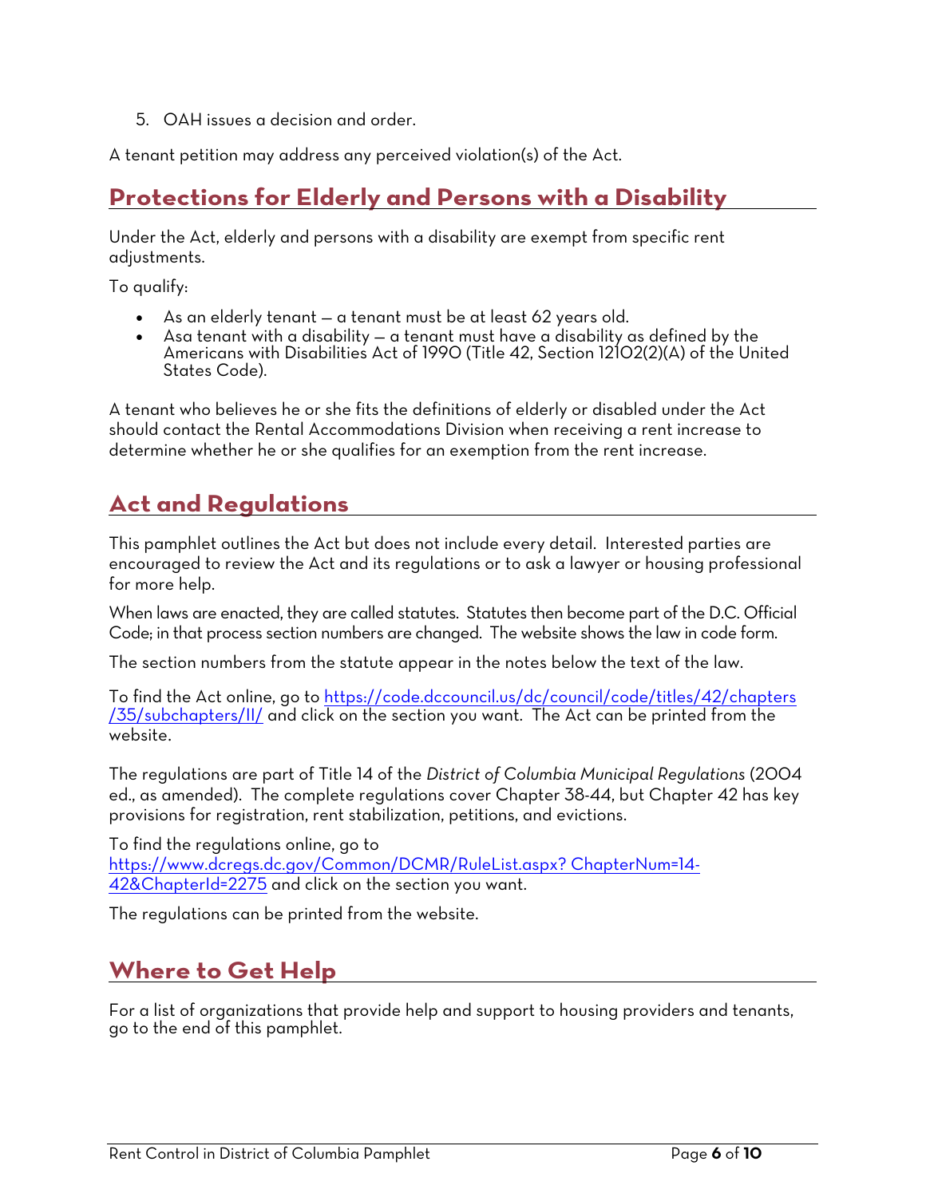5. OAH issues a decision and order.

A tenant petition may address any perceived violation(s) of the Act.

## Protections for Elderly and Persons with a Disability

Under the Act, elderly and persons with a disability are exempt from specific rent adjustments.

To qualify:

- As an elderly tenant – a tenant must be at least 62 years old.
- Asa tenant with a disability – a tenant must have a disability as defined by the Americans with Disabilities Act of 1990 (Title 42, Section 12102(2)(A) of the United States Code).

A tenant who believes he or she fits the definitions of elderly or disabled under the Act should contact the Rental Accommodations Division when receiving a rent increase to determine whether he or she qualifies for an exemption from the rent increase.

## Act and Regulations

This pamphlet outlines the Act but does not include every detail. Interested parties are encouraged to review the Act and its regulations or to ask a lawyer or housing professional for more help.

When laws are enacted, they are called statutes. Statutes then become part of the D.C. Official Code; in that process section numbers are changed. The website shows the law in code form.

The section numbers from the statute appear in the notes below the text of the law.

To find the Act online, go to https://code.dccouncil.us/dc/council/code/titles/42/chapters/35/subchapters/II/ and click on the section you want. The Act can be printed from the website.

The regulations are part of Title 14 of the *District of Columbia Municipal Regulations* (2004 ed., as amended). The complete regulations cover Chapter 38-44, but Chapter 42 has key provisions for registration, rent stabilization, petitions, and evictions.

To find the regulations online, go to https://www.dcregs.dc.gov/Common/DCMR/RuleList.aspx? ChapterNum=14-42&ChapterId=2275 and click on the section you want.

The regulations can be printed from the website.

## Where to Get Help

For a list of organizations that provide help and support to housing providers and tenants, go to the end of this pamphlet.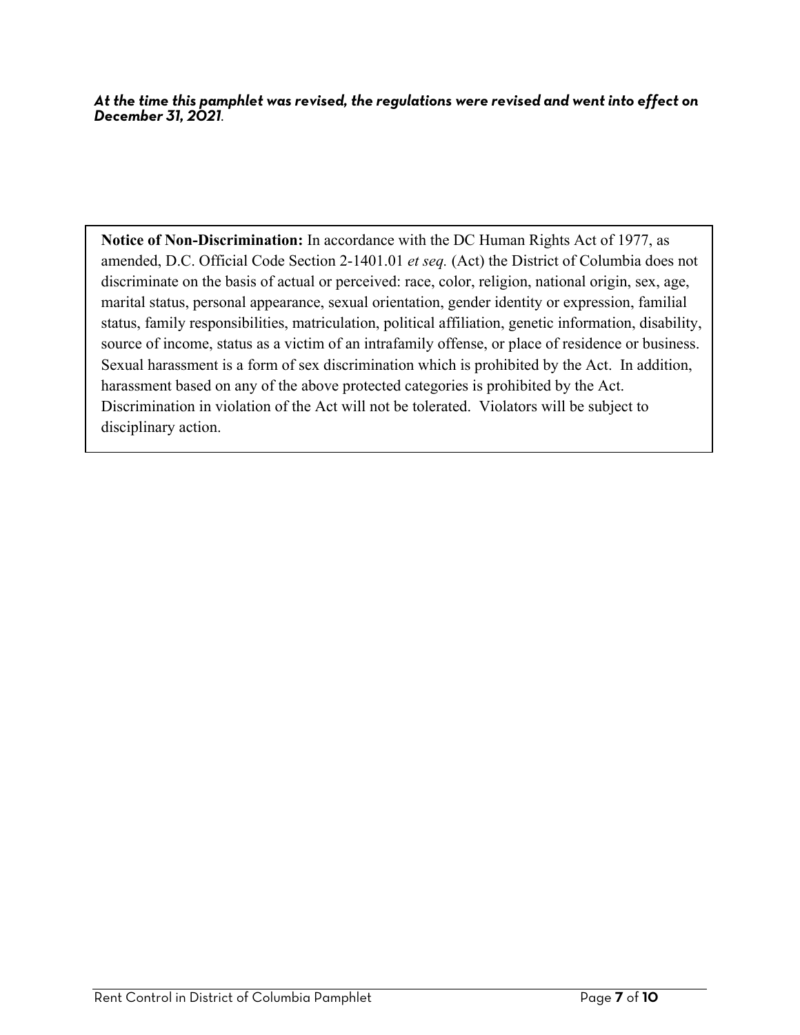***At the time this pamphlet was revised, the regulations were revised and went into effect on December 31, 2021***.

**Notice of Non-Discrimination:** In accordance with the DC Human Rights Act of 1977, as amended, D.C. Official Code Section 2-1401.01 *et seq.* (Act) the District of Columbia does not discriminate on the basis of actual or perceived: race, color, religion, national origin, sex, age, marital status, personal appearance, sexual orientation, gender identity or expression, familial status, family responsibilities, matriculation, political affiliation, genetic information, disability, source of income, status as a victim of an intrafamily offense, or place of residence or business. Sexual harassment is a form of sex discrimination which is prohibited by the Act. In addition, harassment based on any of the above protected categories is prohibited by the Act. Discrimination in violation of the Act will not be tolerated. Violators will be subject to disciplinary action.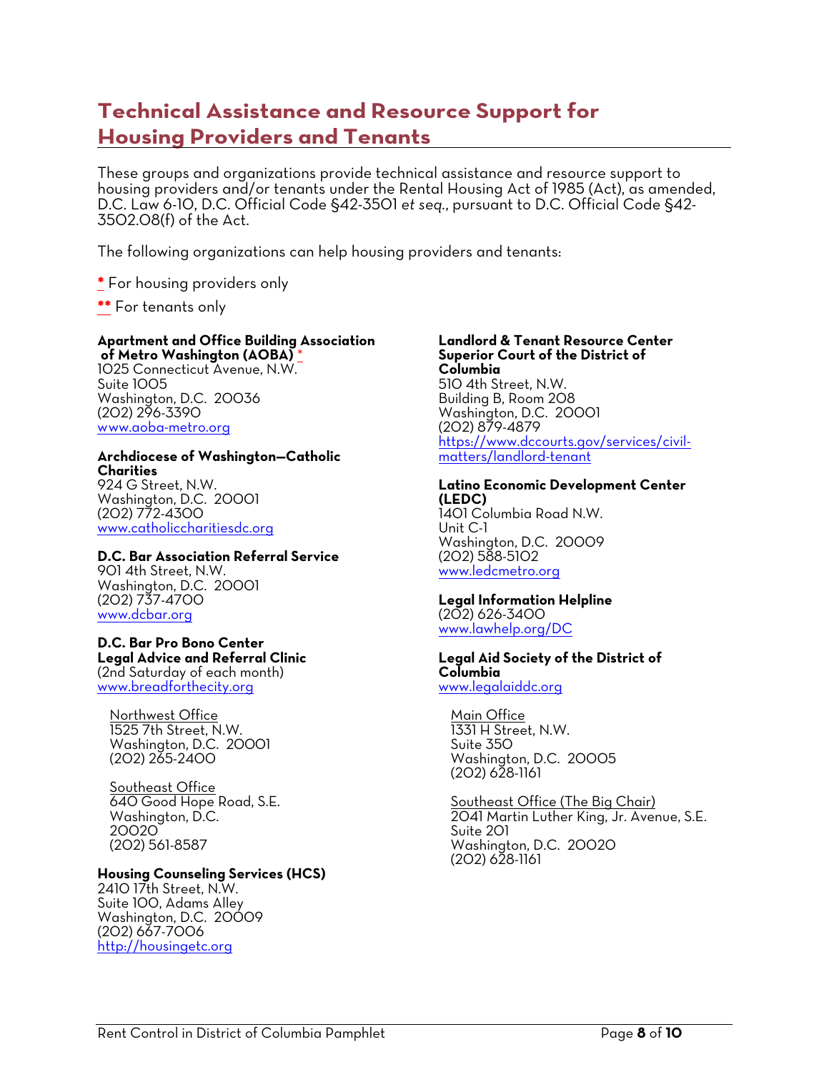## Technical Assistance and Resource Support for Housing Providers and Tenants

These groups and organizations provide technical assistance and resource support to housing providers and/or tenants under the Rental Housing Act of 1985 (Act), as amended, D.C. Law 6-10, D.C. Official Code §42-3501 *et seq.*, pursuant to D.C. Official Code §42-3502.08(f) of the Act.

The following organizations can help housing providers and tenants:

\* For housing providers only

\*\* For tenants only

**Apartment and Office Building Association of Metro Washington (AOBA)** *
1025 Connecticut Avenue, N.W.
Suite 1005
Washington, D.C. 20036
(202) 296-3390
www.aoba-metro.org

**Archdiocese of Washington—Catholic Charities**
924 G Street, N.W.
Washington, D.C. 20001
(202) 772-4300
www.catholiccharitiesdc.org

**D.C. Bar Association Referral Service**
901 4th Street, N.W.
Washington, D.C. 20001
(202) 737-4700
www.dcbar.org

**D.C. Bar Pro Bono Center**
**Legal Advice and Referral Clinic**
(2nd Saturday of each month)
www.breadforthecity.org

Northwest Office
1525 7th Street, N.W.
Washington, D.C. 20001
(202) 265-2400

Southeast Office
640 Good Hope Road, S.E.
Washington, D.C.
20020
(202) 561-8587

**Housing Counseling Services (HCS)**
2410 17th Street, N.W.
Suite 100, Adams Alley
Washington, D.C. 20009
(202) 667-7006
http://housingetc.org

**Landlord & Tenant Resource Center**
**Superior Court of the District of Columbia**
510 4th Street, N.W.
Building B, Room 208
Washington, D.C. 20001
(202) 879-4879
https://www.dccourts.gov/services/civil-matters/landlord-tenant

**Latino Economic Development Center (LEDC)**
1401 Columbia Road N.W.
Unit C-1
Washington, D.C. 20009
(202) 588-5102
www.ledcmetro.org

**Legal Information Helpline**
(202) 626-3400
www.lawhelp.org/DC

**Legal Aid Society of the District of Columbia**
www.legalaiddc.org

Main Office
1331 H Street, N.W.
Suite 350
Washington, D.C. 20005
(202) 628-1161

Southeast Office (The Big Chair)
2041 Martin Luther King, Jr. Avenue, S.E.
Suite 201
Washington, D.C. 20020
(202) 628-1161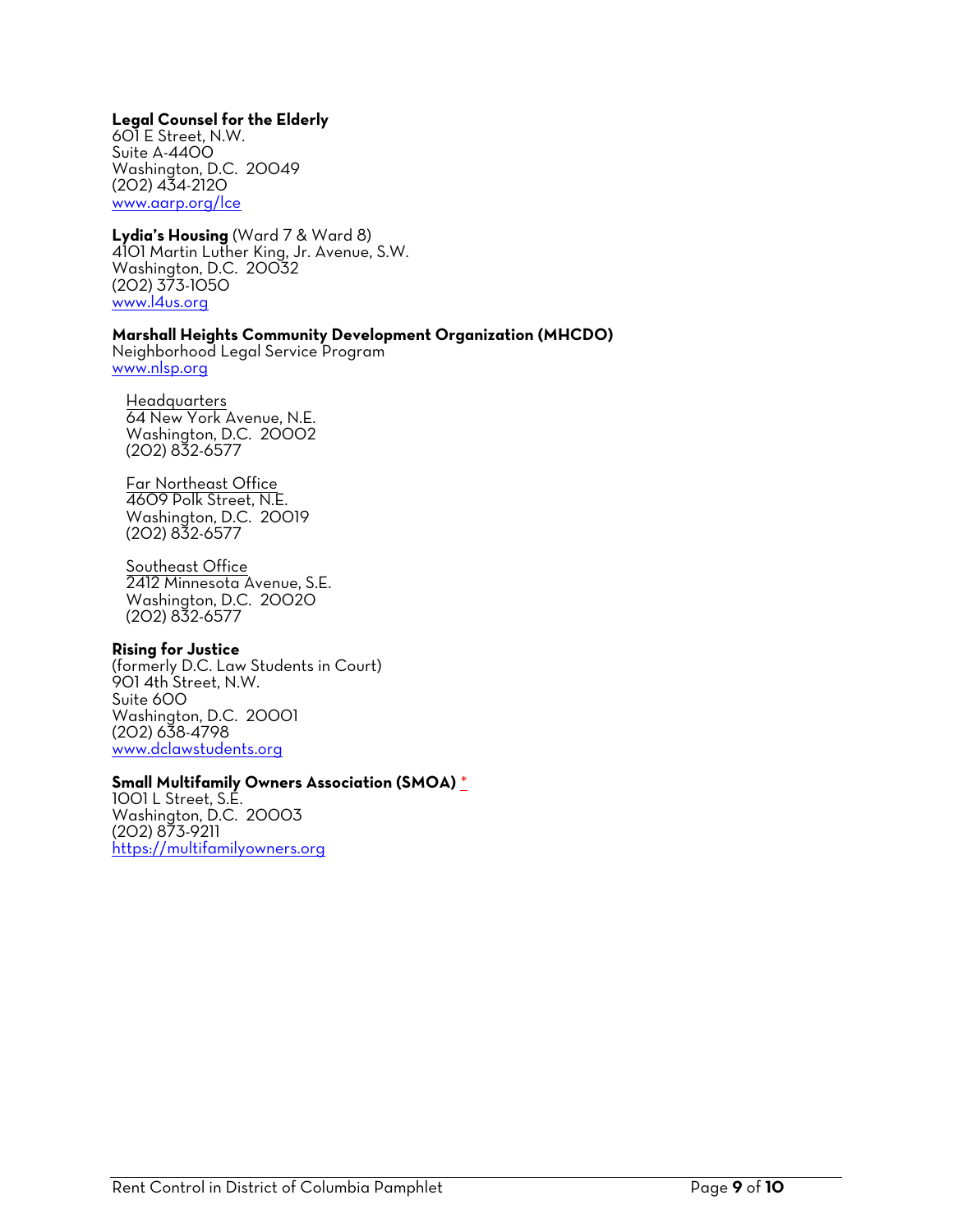**Legal Counsel for the Elderly**
601 E Street, N.W.
Suite A-4400
Washington, D.C.  20049
(202) 434-2120
[www.aarp.org/lce](www.aarp.org/lce)

**Lydia's Housing** (Ward 7 & Ward 8)
4101 Martin Luther King, Jr. Avenue, S.W.
Washington, D.C.  20032
(202) 373-1050
[www.l4us.org](www.l4us.org)

**Marshall Heights Community Development Organization (MHCDO)**
Neighborhood Legal Service Program
[www.nlsp.org](www.nlsp.org)

Headquarters
64 New York Avenue, N.E.
Washington, D.C.  20002
(202) 832-6577

Far Northeast Office
4609 Polk Street, N.E.
Washington, D.C.  20019
(202) 832-6577

Southeast Office
2412 Minnesota Avenue, S.E.
Washington, D.C.  20020
(202) 832-6577

**Rising for Justice**
(formerly D.C. Law Students in Court)
901 4th Street, N.W.
Suite 600
Washington, D.C.  20001
(202) 638-4798
[www.dclawstudents.org](www.dclawstudents.org)

**Small Multifamily Owners Association (SMOA)** *
1001 L Street, S.E.
Washington, D.C.  20003
(202) 873-9211
[https://multifamilyowners.org](https://multifamilyowners.org)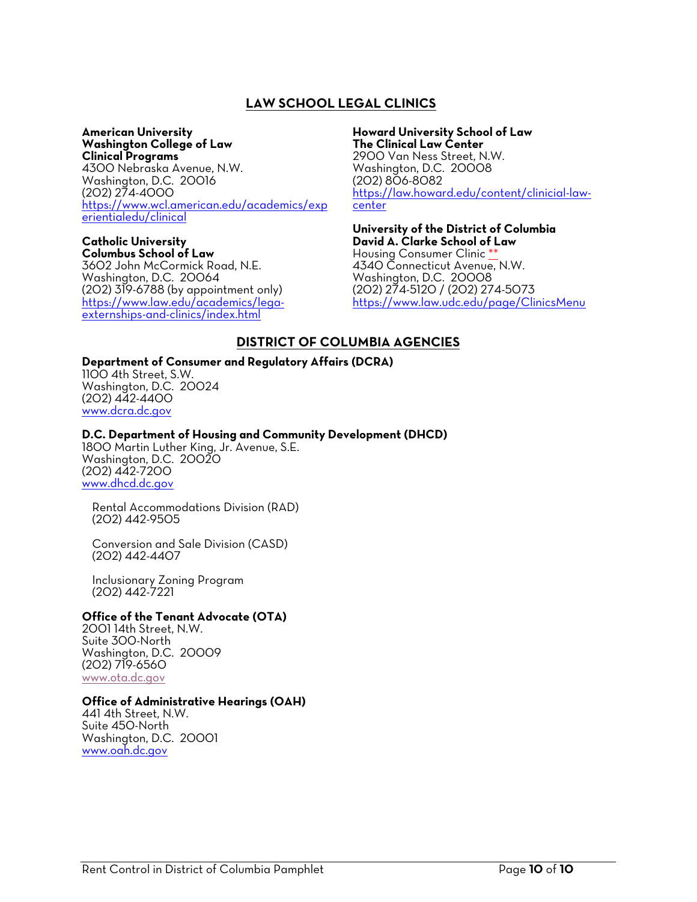## LAW SCHOOL LEGAL CLINICS

**American University**
**Washington College of Law**
**Clinical Programs**
4300 Nebraska Avenue, N.W.
Washington, D.C. 20016
(202) 274-4000
https://www.wcl.american.edu/academics/experientialedu/clinical

**Catholic University**
**Columbus School of Law**
3602 John McCormick Road, N.E.
Washington, D.C. 20064
(202) 319-6788 (by appointment only)
https://www.law.edu/academics/lega-externships-and-clinics/index.html

**Howard University School of Law**
**The Clinical Law Center**
2900 Van Ness Street, N.W.
Washington, D.C. 20008
(202) 806-8082
https://law.howard.edu/content/clinicial-law-center

**University of the District of Columbia**
**David A. Clarke School of Law**
Housing Consumer Clinic **
4340 Connecticut Avenue, N.W.
Washington, D.C. 20008
(202) 274-5120 / (202) 274-5073
https://www.law.udc.edu/page/ClinicsMenu

## DISTRICT OF COLUMBIA AGENCIES

**Department of Consumer and Regulatory Affairs (DCRA)**
1100 4th Street, S.W.
Washington, D.C. 20024
(202) 442-4400
www.dcra.dc.gov

**D.C. Department of Housing and Community Development (DHCD)**
1800 Martin Luther King, Jr. Avenue, S.E.
Washington, D.C. 20020
(202) 442-7200
www.dhcd.dc.gov

Rental Accommodations Division (RAD)
(202) 442-9505

Conversion and Sale Division (CASD)
(202) 442-4407

Inclusionary Zoning Program
(202) 442-7221

**Office of the Tenant Advocate (OTA)**
2001 14th Street, N.W.
Suite 300-North
Washington, D.C. 20009
(202) 719-6560
www.ota.dc.gov

**Office of Administrative Hearings (OAH)**
441 4th Street, N.W.
Suite 450-North
Washington, D.C. 20001
www.oah.dc.gov